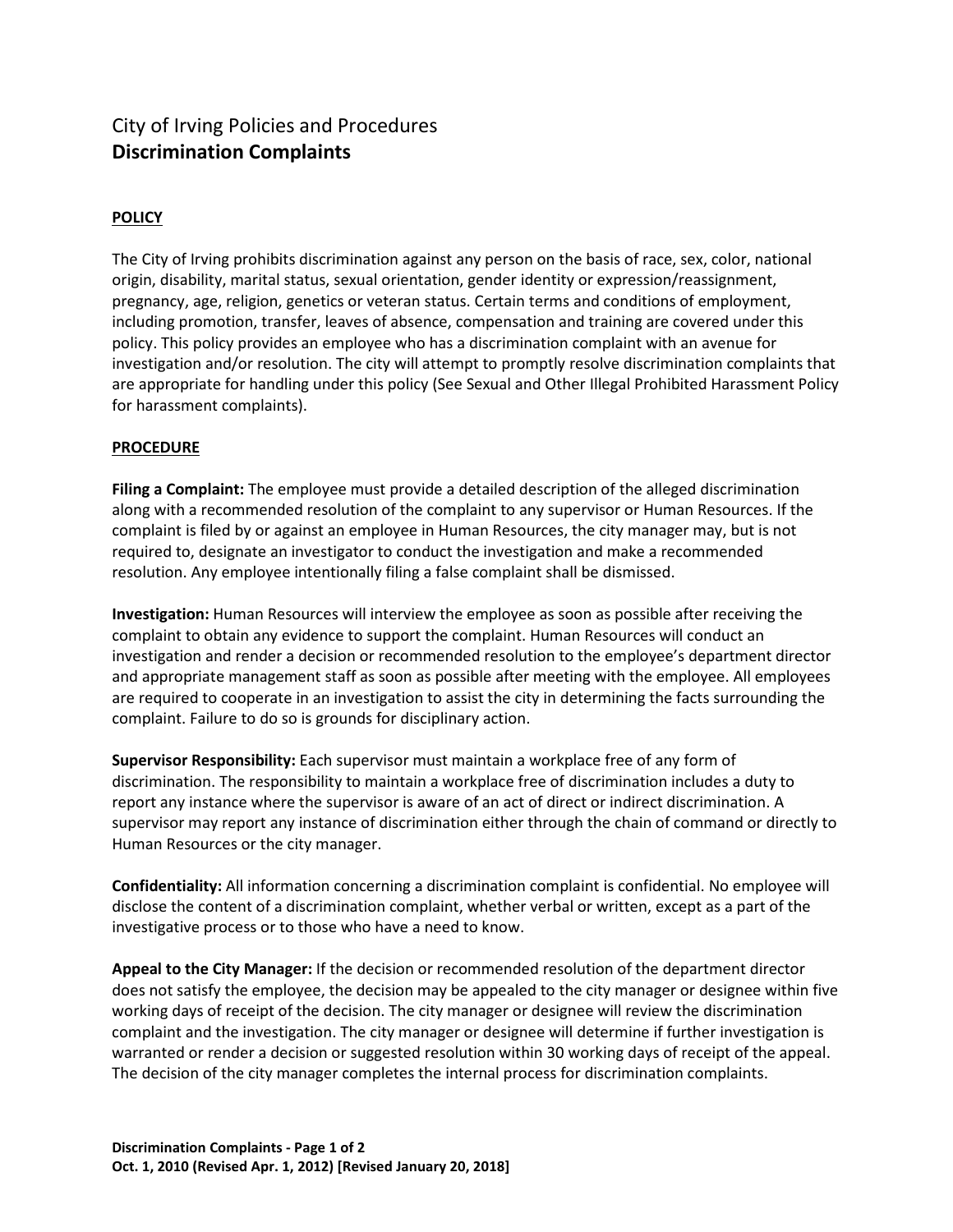# City of Irving Policies and Procedures
## **Discrimination Complaints**

### **POLICY**

The City of Irving prohibits discrimination against any person on the basis of race, sex, color, national origin, disability, marital status, sexual orientation, gender identity or expression/reassignment, pregnancy, age, religion, genetics or veteran status. Certain terms and conditions of employment, including promotion, transfer, leaves of absence, compensation and training are covered under this policy. This policy provides an employee who has a discrimination complaint with an avenue for investigation and/or resolution. The city will attempt to promptly resolve discrimination complaints that are appropriate for handling under this policy (See Sexual and Other Illegal Prohibited Harassment Policy for harassment complaints).

### **PROCEDURE**

**Filing a Complaint:** The employee must provide a detailed description of the alleged discrimination along with a recommended resolution of the complaint to any supervisor or Human Resources. If the complaint is filed by or against an employee in Human Resources, the city manager may, but is not required to, designate an investigator to conduct the investigation and make a recommended resolution. Any employee intentionally filing a false complaint shall be dismissed.

**Investigation:** Human Resources will interview the employee as soon as possible after receiving the complaint to obtain any evidence to support the complaint. Human Resources will conduct an investigation and render a decision or recommended resolution to the employee's department director and appropriate management staff as soon as possible after meeting with the employee. All employees are required to cooperate in an investigation to assist the city in determining the facts surrounding the complaint. Failure to do so is grounds for disciplinary action.

**Supervisor Responsibility:** Each supervisor must maintain a workplace free of any form of discrimination. The responsibility to maintain a workplace free of discrimination includes a duty to report any instance where the supervisor is aware of an act of direct or indirect discrimination. A supervisor may report any instance of discrimination either through the chain of command or directly to Human Resources or the city manager.

**Confidentiality:** All information concerning a discrimination complaint is confidential. No employee will disclose the content of a discrimination complaint, whether verbal or written, except as a part of the investigative process or to those who have a need to know.

**Appeal to the City Manager:** If the decision or recommended resolution of the department director does not satisfy the employee, the decision may be appealed to the city manager or designee within five working days of receipt of the decision. The city manager or designee will review the discrimination complaint and the investigation. The city manager or designee will determine if further investigation is warranted or render a decision or suggested resolution within 30 working days of receipt of the appeal. The decision of the city manager completes the internal process for discrimination complaints.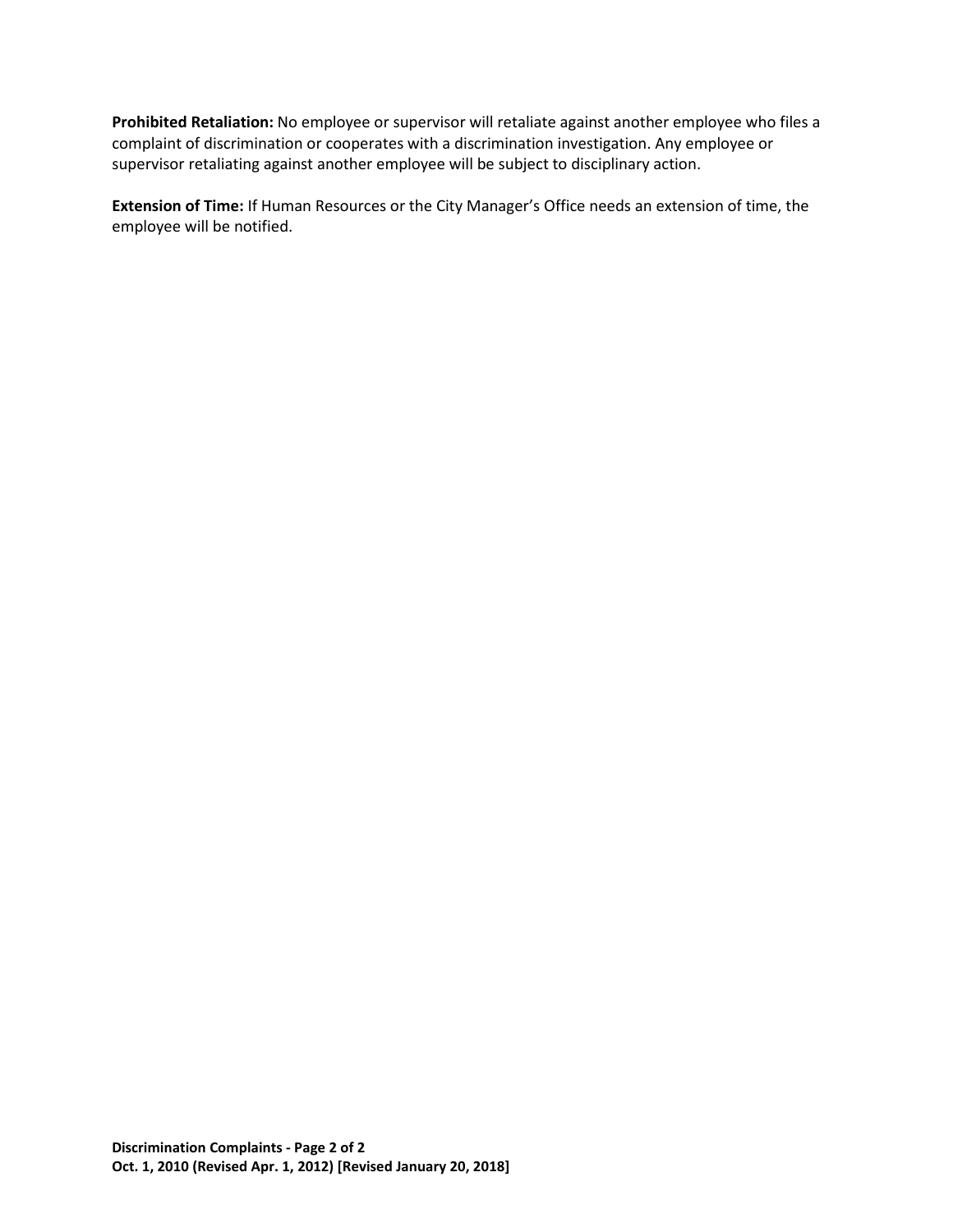**Prohibited Retaliation:** No employee or supervisor will retaliate against another employee who files a complaint of discrimination or cooperates with a discrimination investigation. Any employee or supervisor retaliating against another employee will be subject to disciplinary action.

**Extension of Time:** If Human Resources or the City Manager's Office needs an extension of time, the employee will be notified.